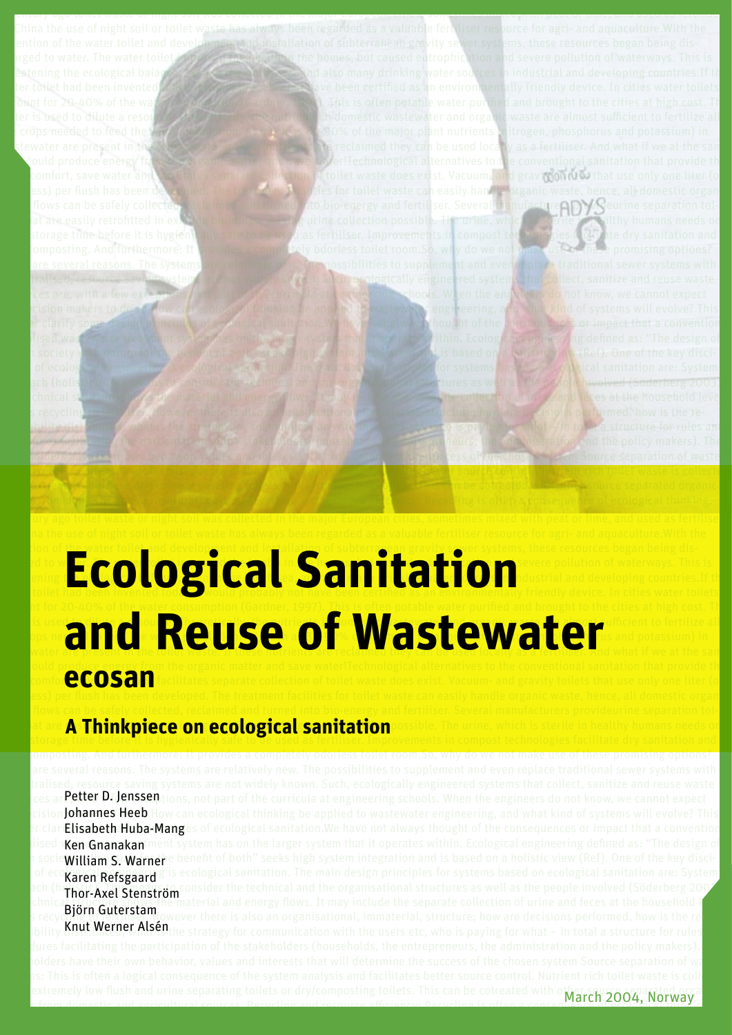# Ecological Sanitation and Reuse of Wastewater

## ecosan

### A Thinkpiece on ecological sanitation

Petter D. Jenssen
Johannes Heeb
Elisabeth Huba-Mang
Ken Gnanakan
William S. Warner
Karen Refsgaard
Thor-Axel Stenström
Björn Guterstam
Knut Werner Alsén

March 2004, Norway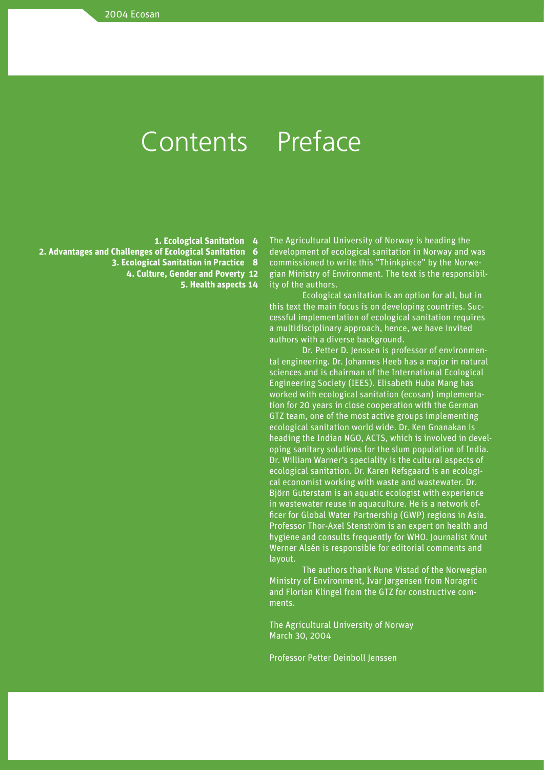# Contents

1. Ecological Sanitation 4
2. Advantages and Challenges of Ecological Sanitation 6
3. Ecological Sanitation in Practice 8
4. Culture, Gender and Poverty 12
5. Health aspects 14

# Preface

The Agricultural University of Norway is heading the development of ecological sanitation in Norway and was commissioned to write this "Thinkpiece" by the Norwegian Ministry of Environment. The text is the responsibility of the authors.

Ecological sanitation is an option for all, but in this text the main focus is on developing countries. Successful implementation of ecological sanitation requires a multidisciplinary approach, hence, we have invited authors with a diverse background.

Dr. Petter D. Jenssen is professor of environmental engineering. Dr. Johannes Heeb has a major in natural sciences and is chairman of the International Ecological Engineering Society (IEES). Elisabeth Huba Mang has worked with ecological sanitation (ecosan) implementation for 20 years in close cooperation with the German GTZ team, one of the most active groups implementing ecological sanitation world wide. Dr. Ken Gnanakan is heading the Indian NGO, ACTS, which is involved in developing sanitary solutions for the slum population of India. Dr. William Warner's speciality is the cultural aspects of ecological sanitation. Dr. Karen Refsgaard is an ecological economist working with waste and wastewater. Dr. Björn Guterstam is an aquatic ecologist with experience in wastewater reuse in aquaculture. He is a network officer for Global Water Partnership (GWP) regions in Asia. Professor Thor-Axel Stenström is an expert on health and hygiene and consults frequently for WHO. Journalist Knut Werner Alsén is responsible for editorial comments and layout.

The authors thank Rune Vistad of the Norwegian Ministry of Environment, Ivar Jørgensen from Noragric and Florian Klingel from the GTZ for constructive comments.

The Agricultural University of Norway
March 30, 2004

Professor Petter Deinboll Jenssen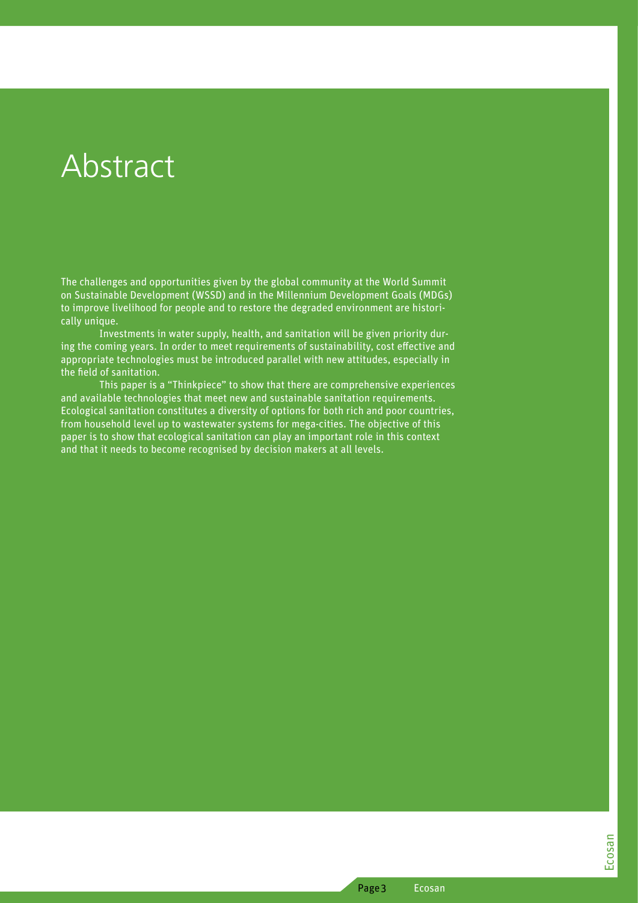# Abstract

The challenges and opportunities given by the global community at the World Summit on Sustainable Development (WSSD) and in the Millennium Development Goals (MDGs) to improve livelihood for people and to restore the degraded environment are historically unique.

Investments in water supply, health, and sanitation will be given priority during the coming years. In order to meet requirements of sustainability, cost effective and appropriate technologies must be introduced parallel with new attitudes, especially in the field of sanitation.

This paper is a "Thinkpiece" to show that there are comprehensive experiences and available technologies that meet new and sustainable sanitation requirements. Ecological sanitation constitutes a diversity of options for both rich and poor countries, from household level up to wastewater systems for mega-cities. The objective of this paper is to show that ecological sanitation can play an important role in this context and that it needs to become recognised by decision makers at all levels.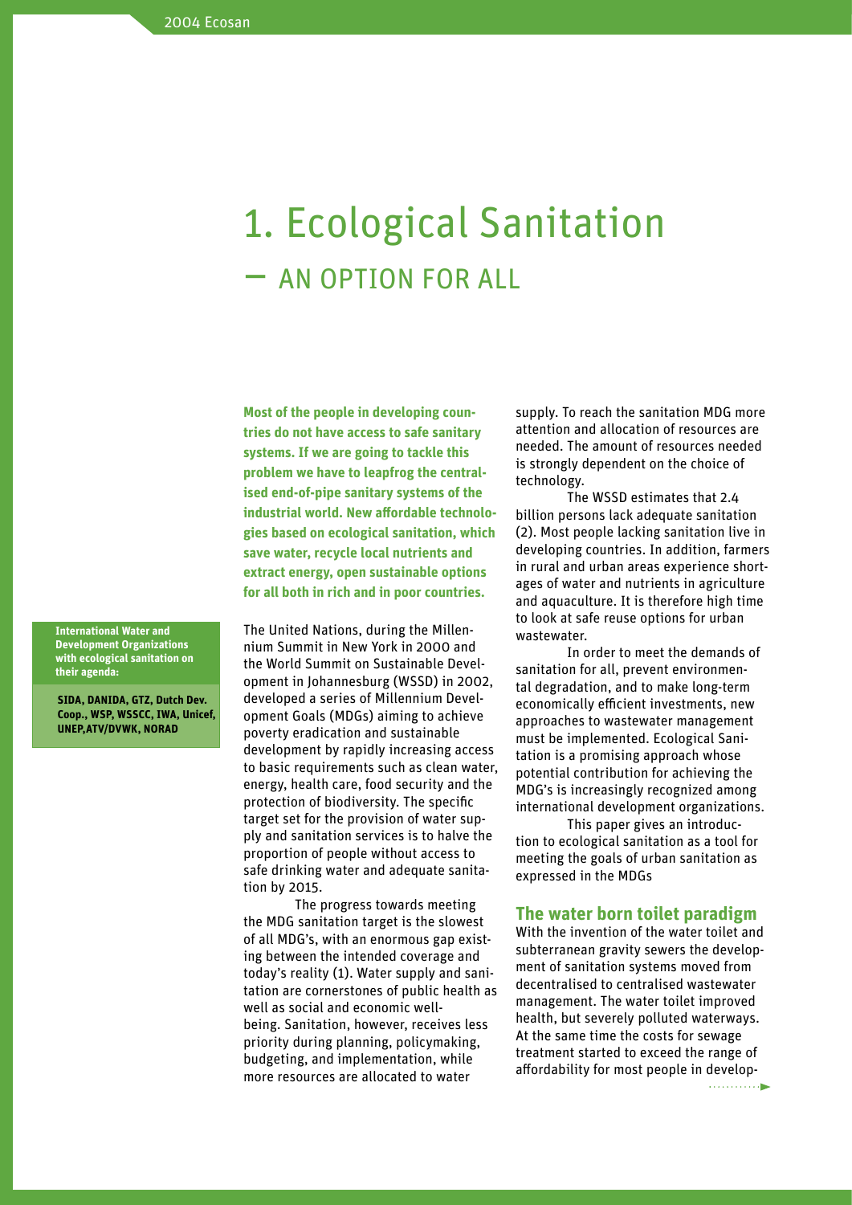# 1. Ecological Sanitation

## – AN OPTION FOR ALL

**Most of the people in developing countries do not have access to safe sanitary systems. If we are going to tackle this problem we have to leapfrog the centralised end-of-pipe sanitary systems of the industrial world. New affordable technologies based on ecological sanitation, which save water, recycle local nutrients and extract energy, open sustainable options for all both in rich and in poor countries.**

**International Water and Development Organizations with ecological sanitation on their agenda:**

**SIDA, DANIDA, GTZ, Dutch Dev. Coop., WSP, WSSCC, IWA, Unicef, UNEP,ATV/DVWK, NORAD**

The United Nations, during the Millennium Summit in New York in 2000 and the World Summit on Sustainable Development in Johannesburg (WSSD) in 2002, developed a series of Millennium Development Goals (MDGs) aiming to achieve poverty eradication and sustainable development by rapidly increasing access to basic requirements such as clean water, energy, health care, food security and the protection of biodiversity. The specific target set for the provision of water supply and sanitation services is to halve the proportion of people without access to safe drinking water and adequate sanitation by 2015.

The progress towards meeting the MDG sanitation target is the slowest of all MDG's, with an enormous gap existing between the intended coverage and today's reality (1). Water supply and sanitation are cornerstones of public health as well as social and economic wellbeing. Sanitation, however, receives less priority during planning, policymaking, budgeting, and implementation, while more resources are allocated to water supply. To reach the sanitation MDG more attention and allocation of resources are needed. The amount of resources needed is strongly dependent on the choice of technology.

The WSSD estimates that 2.4 billion persons lack adequate sanitation (2). Most people lacking sanitation live in developing countries. In addition, farmers in rural and urban areas experience shortages of water and nutrients in agriculture and aquaculture. It is therefore high time to look at safe reuse options for urban wastewater.

In order to meet the demands of sanitation for all, prevent environmental degradation, and to make long-term economically efficient investments, new approaches to wastewater management must be implemented. Ecological Sanitation is a promising approach whose potential contribution for achieving the MDG's is increasingly recognized among international development organizations.

This paper gives an introduction to ecological sanitation as a tool for meeting the goals of urban sanitation as expressed in the MDGs

### The water born toilet paradigm

With the invention of the water toilet and subterranean gravity sewers the development of sanitation systems moved from decentralised to centralised wastewater management. The water toilet improved health, but severely polluted waterways. At the same time the costs for sewage treatment started to exceed the range of affordability for most people in develop-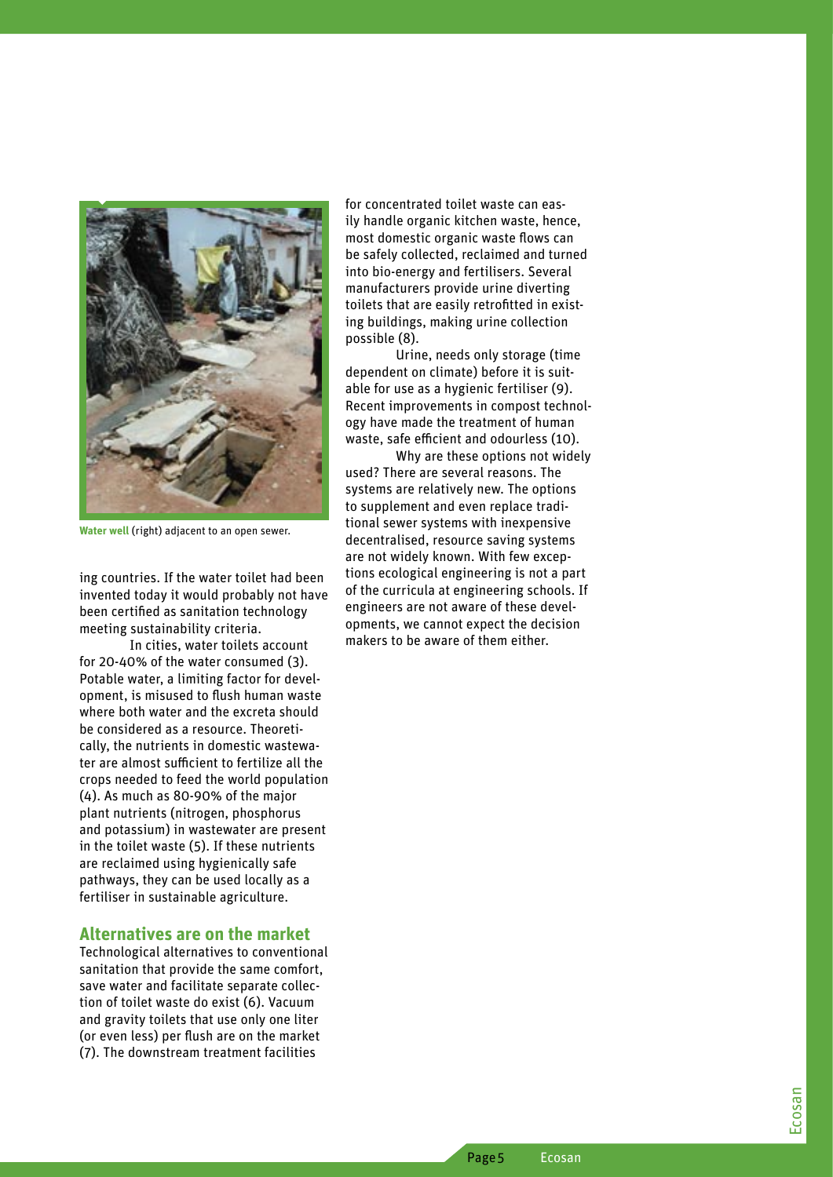Water well (right) adjacent to an open sewer.

ing countries. If the water toilet had been invented today it would probably not have been certified as sanitation technology meeting sustainability criteria.

In cities, water toilets account for 20-40% of the water consumed (3). Potable water, a limiting factor for development, is misused to flush human waste where both water and the excreta should be considered as a resource. Theoretically, the nutrients in domestic wastewater are almost sufficient to fertilize all the crops needed to feed the world population (4). As much as 80-90% of the major plant nutrients (nitrogen, phosphorus and potassium) in wastewater are present in the toilet waste (5). If these nutrients are reclaimed using hygienically safe pathways, they can be used locally as a fertiliser in sustainable agriculture.

## Alternatives are on the market

Technological alternatives to conventional sanitation that provide the same comfort, save water and facilitate separate collection of toilet waste do exist (6). Vacuum and gravity toilets that use only one liter (or even less) per flush are on the market (7). The downstream treatment facilities for concentrated toilet waste can easily handle organic kitchen waste, hence, most domestic organic waste flows can be safely collected, reclaimed and turned into bio-energy and fertilisers. Several manufacturers provide urine diverting toilets that are easily retrofitted in existing buildings, making urine collection possible (8).

Urine, needs only storage (time dependent on climate) before it is suitable for use as a hygienic fertiliser (9). Recent improvements in compost technology have made the treatment of human waste, safe efficient and odourless (10).

Why are these options not widely used? There are several reasons. The systems are relatively new. The options to supplement and even replace traditional sewer systems with inexpensive decentralised, resource saving systems are not widely known. With few exceptions ecological engineering is not a part of the curricula at engineering schools. If engineers are not aware of these developments, we cannot expect the decision makers to be aware of them either.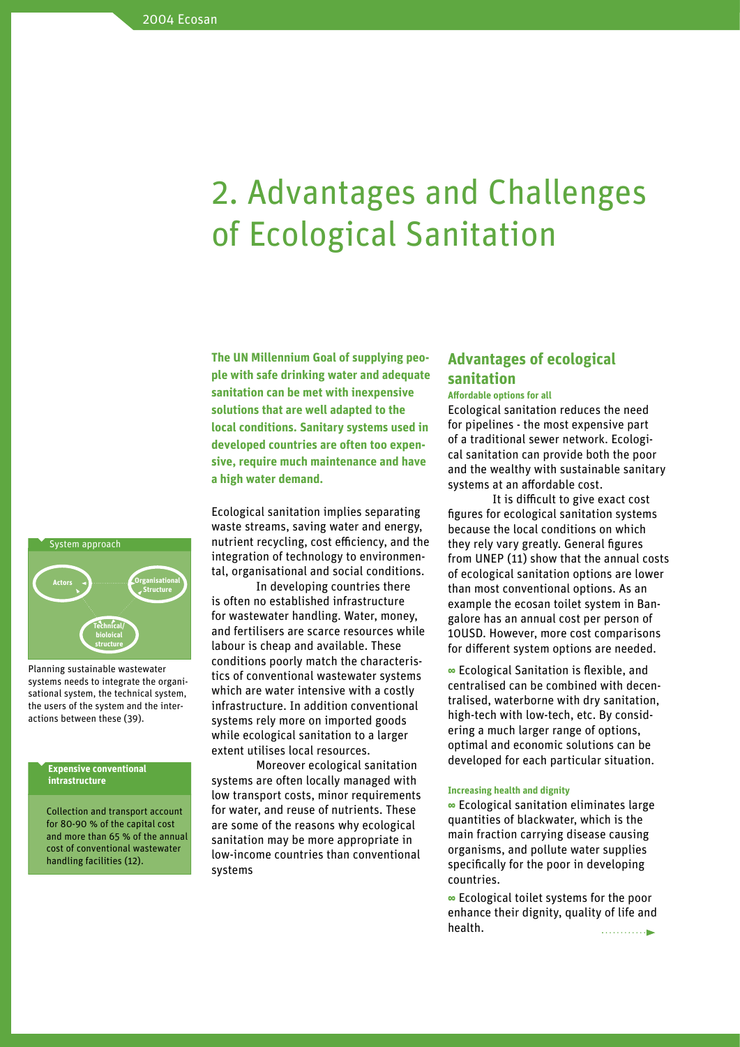# 2. Advantages and Challenges of Ecological Sanitation

**The UN Millennium Goal of supplying people with safe drinking water and adequate sanitation can be met with inexpensive solutions that are well adapted to the local conditions. Sanitary systems used in developed countries are often too expensive, require much maintenance and have a high water demand.**

Ecological sanitation implies separating waste streams, saving water and energy, nutrient recycling, cost efficiency, and the integration of technology to environmental, organisational and social conditions.

In developing countries there is often no established infrastructure for wastewater handling. Water, money, and fertilisers are scarce resources while labour is cheap and available. These conditions poorly match the characteristics of conventional wastewater systems which are water intensive with a costly infrastructure. In addition conventional systems rely more on imported goods while ecological sanitation to a larger extent utilises local resources.

Moreover ecological sanitation systems are often locally managed with low transport costs, minor requirements for water, and reuse of nutrients. These are some of the reasons why ecological sanitation may be more appropriate in low-income countries than conventional systems

**System approach**

Actors — Organisational Structure — Technical/ bioloical structure

Planning sustainable wastewater systems needs to integrate the organisational system, the technical system, the users of the system and the interactions between these (39).

**Expensive conventional intrastructure**

Collection and transport account for 80-90 % of the capital cost and more than 65 % of the annual cost of conventional wastewater handling facilities (12).

## Advantages of ecological sanitation

#### Affordable options for all

Ecological sanitation reduces the need for pipelines - the most expensive part of a traditional sewer network. Ecological sanitation can provide both the poor and the wealthy with sustainable sanitary systems at an affordable cost.

It is difficult to give exact cost figures for ecological sanitation systems because the local conditions on which they rely vary greatly. General figures from UNEP (11) show that the annual costs of ecological sanitation options are lower than most conventional options. As an example the ecosan toilet system in Bangalore has an annual cost per person of 10USD. However, more cost comparisons for different system options are needed.

- Ecological Sanitation is flexible, and centralised can be combined with decentralised, waterborne with dry sanitation, high-tech with low-tech, etc. By considering a much larger range of options, optimal and economic solutions can be developed for each particular situation.

#### Increasing health and dignity

- Ecological sanitation eliminates large quantities of blackwater, which is the main fraction carrying disease causing organisms, and pollute water supplies specifically for the poor in developing countries.
- Ecological toilet systems for the poor enhance their dignity, quality of life and health.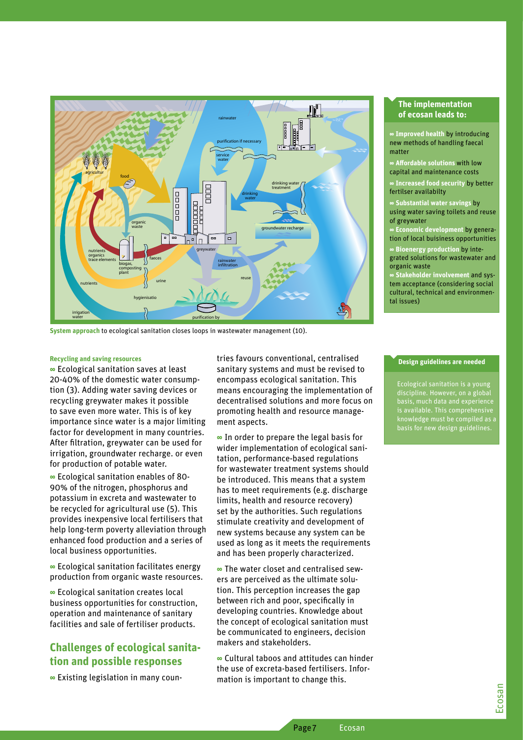System approach to ecological sanitation closes loops in wastewater management (10).

**The implementation of ecosan leads to:**

- **Improved health** by introducing new methods of handling faecal matter
- **Affordable solutions** with low capital and maintenance costs
- **Increased food security** by better fertilser availabilty
- **Substantial water savings** by using water saving toilets and reuse of greywater
- **Economic development** by generation of local buisness opportunities
- **Bioenergy production** by integrated solutions for wastewater and organic waste
- **Stakeholder involvement** and system acceptance (considering social cultural, technical and environmental issues)

### Recycling and saving resources

- Ecological sanitation saves at least 20-40% of the domestic water consumption (3). Adding water saving devices or recycling greywater makes it possible to save even more water. This is of key importance since water is a major limiting factor for development in many countries. After filtration, greywater can be used for irrigation, groundwater recharge. or even for production of potable water.
- Ecological sanitation enables of 80-90% of the nitrogen, phosphorus and potassium in excreta and wastewater to be recycled for agricultural use (5). This provides inexpensive local fertilisers that help long-term poverty alleviation through enhanced food production and a series of local business opportunities.
- Ecological sanitation facilitates energy production from organic waste resources.
- Ecological sanitation creates local business opportunities for construction, operation and maintenance of sanitary facilities and sale of fertiliser products.

## Challenges of ecological sanitation and possible responses

- Existing legislation in many countries favours conventional, centralised sanitary systems and must be revised to encompass ecological sanitation. This means encouraging the implementation of decentralised solutions and more focus on promoting health and resource management aspects.
- In order to prepare the legal basis for wider implementation of ecological sanitation, performance-based regulations for wastewater treatment systems should be introduced. This means that a system has to meet requirements (e.g. discharge limits, health and resource recovery) set by the authorities. Such regulations stimulate creativity and development of new systems because any system can be used as long as it meets the requirements and has been properly characterized.
- The water closet and centralised sewers are perceived as the ultimate solution. This perception increases the gap between rich and poor, specifically in developing countries. Knowledge about the concept of ecological sanitation must be communicated to engineers, decision makers and stakeholders.
- Cultural taboos and attitudes can hinder the use of excreta-based fertilisers. Information is important to change this.

**Design guidelines are needed**

Ecological sanitation is a young discipline. However, on a global basis, much data and experience is available. This comprehensive knowledge must be compiled as a basis for new design guidelines.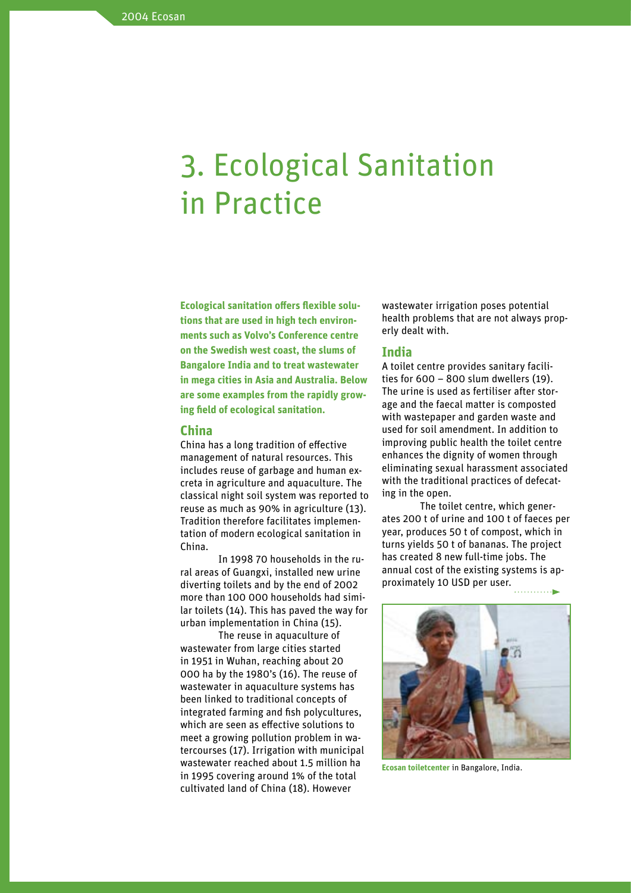// No images were detected; photo omitted, caption kept as text. Header "2004 Ecosan" omitted.
# 3. Ecological Sanitation in Practice

**Ecological sanitation offers flexible solutions that are used in high tech environments such as Volvo's Conference centre on the Swedish west coast, the slums of Bangalore India and to treat wastewater in mega cities in Asia and Australia. Below are some examples from the rapidly growing field of ecological sanitation.**

## China

China has a long tradition of effective management of natural resources. This includes reuse of garbage and human excreta in agriculture and aquaculture. The classical night soil system was reported to reuse as much as 90% in agriculture (13). Tradition therefore facilitates implementation of modern ecological sanitation in China.

In 1998 70 households in the rural areas of Guangxi, installed new urine diverting toilets and by the end of 2002 more than 100 000 households had similar toilets (14). This has paved the way for urban implementation in China (15).

The reuse in aquaculture of wastewater from large cities started in 1951 in Wuhan, reaching about 20 000 ha by the 1980's (16). The reuse of wastewater in aquaculture systems has been linked to traditional concepts of integrated farming and fish polycultures, which are seen as effective solutions to meet a growing pollution problem in watercourses (17). Irrigation with municipal wastewater reached about 1.5 million ha in 1995 covering around 1% of the total cultivated land of China (18). However wastewater irrigation poses potential health problems that are not always properly dealt with.

## India

A toilet centre provides sanitary facilities for 600 – 800 slum dwellers (19). The urine is used as fertiliser after storage and the faecal matter is composted with wastepaper and garden waste and used for soil amendment. In addition to improving public health the toilet centre enhances the dignity of women through eliminating sexual harassment associated with the traditional practices of defecating in the open.

The toilet centre, which generates 200 t of urine and 100 t of faeces per year, produces 50 t of compost, which in turns yields 50 t of bananas. The project has created 8 new full-time jobs. The annual cost of the existing systems is approximately 10 USD per user.

**Ecosan toiletcenter** in Bangalore, India.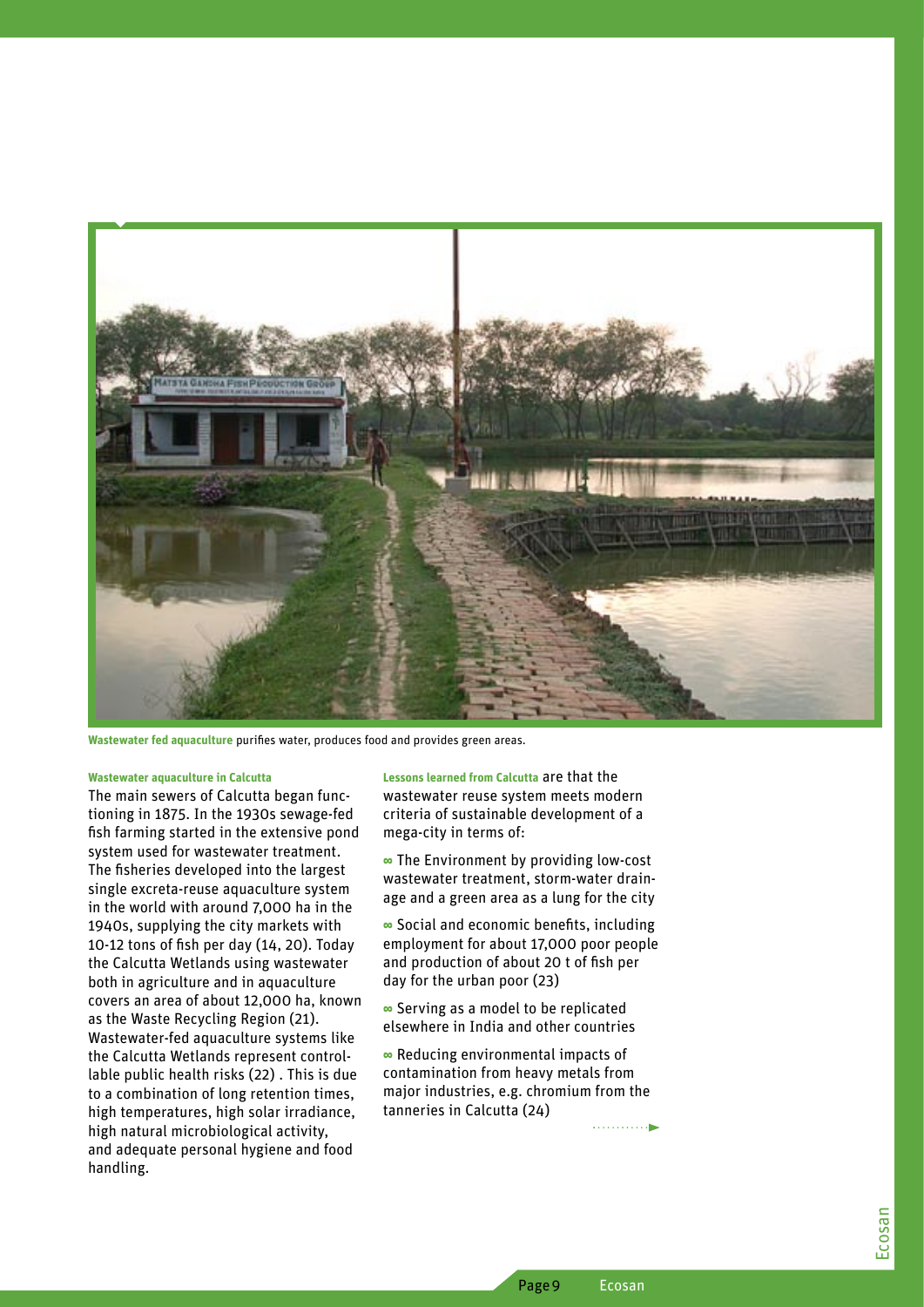**Wastewater fed aquaculture** purifies water, produces food and provides green areas.

### Wastewater aquaculture in Calcutta

The main sewers of Calcutta began functioning in 1875. In the 1930s sewage-fed fish farming started in the extensive pond system used for wastewater treatment. The fisheries developed into the largest single excreta-reuse aquaculture system in the world with around 7,000 ha in the 1940s, supplying the city markets with 10-12 tons of fish per day (14, 20). Today the Calcutta Wetlands using wastewater both in agriculture and in aquaculture covers an area of about 12,000 ha, known as the Waste Recycling Region (21). Wastewater-fed aquaculture systems like the Calcutta Wetlands represent controllable public health risks (22) . This is due to a combination of long retention times, high temperatures, high solar irradiance, high natural microbiological activity, and adequate personal hygiene and food handling.

**Lessons learned from Calcutta** are that the wastewater reuse system meets modern criteria of sustainable development of a mega-city in terms of:

- The Environment by providing low-cost wastewater treatment, storm-water drainage and a green area as a lung for the city
- Social and economic benefits, including employment for about 17,000 poor people and production of about 20 t of fish per day for the urban poor (23)
- Serving as a model to be replicated elsewhere in India and other countries
- Reducing environmental impacts of contamination from heavy metals from major industries, e.g. chromium from the tanneries in Calcutta (24)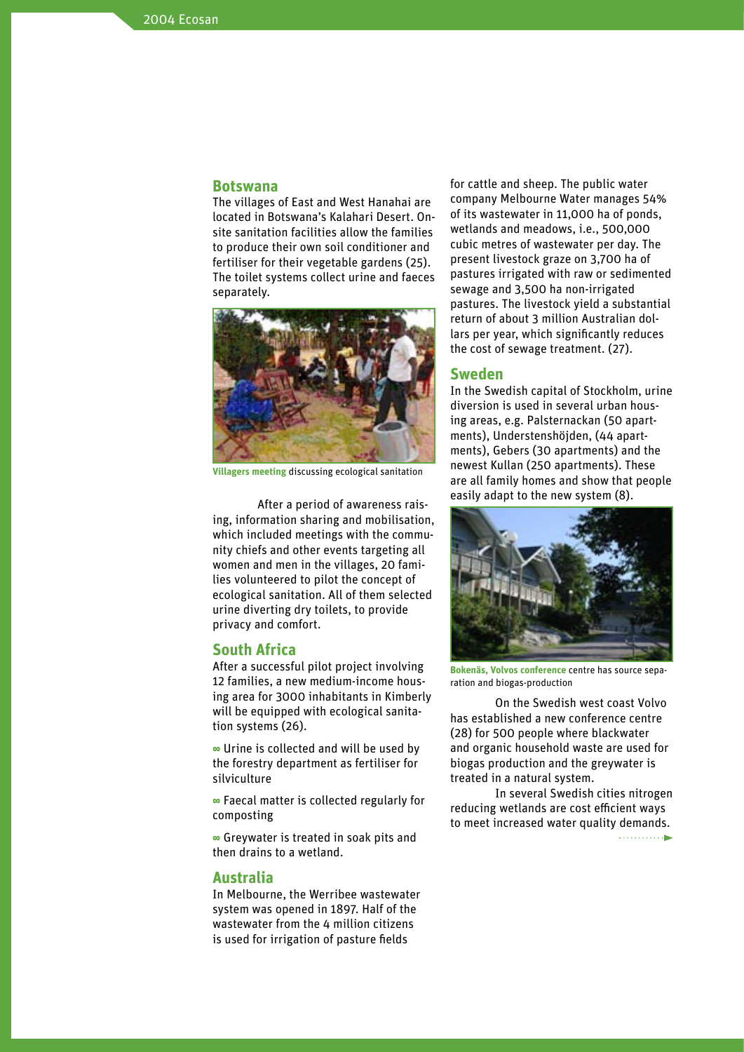## Botswana

The villages of East and West Hanahai are located in Botswana's Kalahari Desert. On-site sanitation facilities allow the families to produce their own soil conditioner and fertiliser for their vegetable gardens (25). The toilet systems collect urine and faeces separately.

**Villagers meeting** discussing ecological sanitation

After a period of awareness raising, information sharing and mobilisation, which included meetings with the community chiefs and other events targeting all women and men in the villages, 20 families volunteered to pilot the concept of ecological sanitation. All of them selected urine diverting dry toilets, to provide privacy and comfort.

## South Africa

After a successful pilot project involving 12 families, a new medium-income housing area for 3000 inhabitants in Kimberly will be equipped with ecological sanitation systems (26).

- Urine is collected and will be used by the forestry department as fertiliser for silviculture
- Faecal matter is collected regularly for composting
- Greywater is treated in soak pits and then drains to a wetland.

## Australia

In Melbourne, the Werribee wastewater system was opened in 1897. Half of the wastewater from the 4 million citizens is used for irrigation of pasture fields for cattle and sheep. The public water company Melbourne Water manages 54% of its wastewater in 11,000 ha of ponds, wetlands and meadows, i.e., 500,000 cubic metres of wastewater per day. The present livestock graze on 3,700 ha of pastures irrigated with raw or sedimented sewage and 3,500 ha non-irrigated pastures. The livestock yield a substantial return of about 3 million Australian dollars per year, which significantly reduces the cost of sewage treatment. (27).

## Sweden

In the Swedish capital of Stockholm, urine diversion is used in several urban housing areas, e.g. Palsternackan (50 apartments), Understenshöjden, (44 apartments), Gebers (30 apartments) and the newest Kullan (250 apartments). These are all family homes and show that people easily adapt to the new system (8).

**Bokenäs, Volvos conference** centre has source separation and biogas-production

On the Swedish west coast Volvo has established a new conference centre (28) for 500 people where blackwater and organic household waste are used for biogas production and the greywater is treated in a natural system.

In several Swedish cities nitrogen reducing wetlands are cost efficient ways to meet increased water quality demands.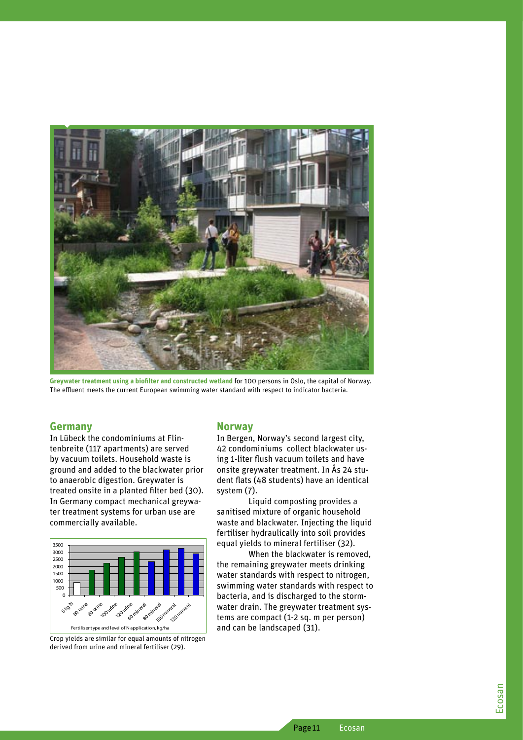**Greywater treatment using a biofilter and constructed wetland** for 100 persons in Oslo, the capital of Norway. The effluent meets the current European swimming water standard with respect to indicator bacteria.

## Germany

In Lübeck the condominiums at Flintenbreite (117 apartments) are served by vacuum toilets. Household waste is ground and added to the blackwater prior to anaerobic digestion. Greywater is treated onsite in a planted filter bed (30). In Germany compact mechanical greywater treatment systems for urban use are commercially available.

Crop yields are similar for equal amounts of nitrogen derived from urine and mineral fertiliser (29).

## Norway

In Bergen, Norway's second largest city, 42 condominiums collect blackwater using 1-liter flush vacuum toilets and have onsite greywater treatment. In Ås 24 student flats (48 students) have an identical system (7).

Liquid composting provides a sanitised mixture of organic household waste and blackwater. Injecting the liquid fertiliser hydraulically into soil provides equal yields to mineral fertiliser (32).

When the blackwater is removed, the remaining greywater meets drinking water standards with respect to nitrogen, swimming water standards with respect to bacteria, and is discharged to the stormwater drain. The greywater treatment systems are compact (1-2 sq. m per person) and can be landscaped (31).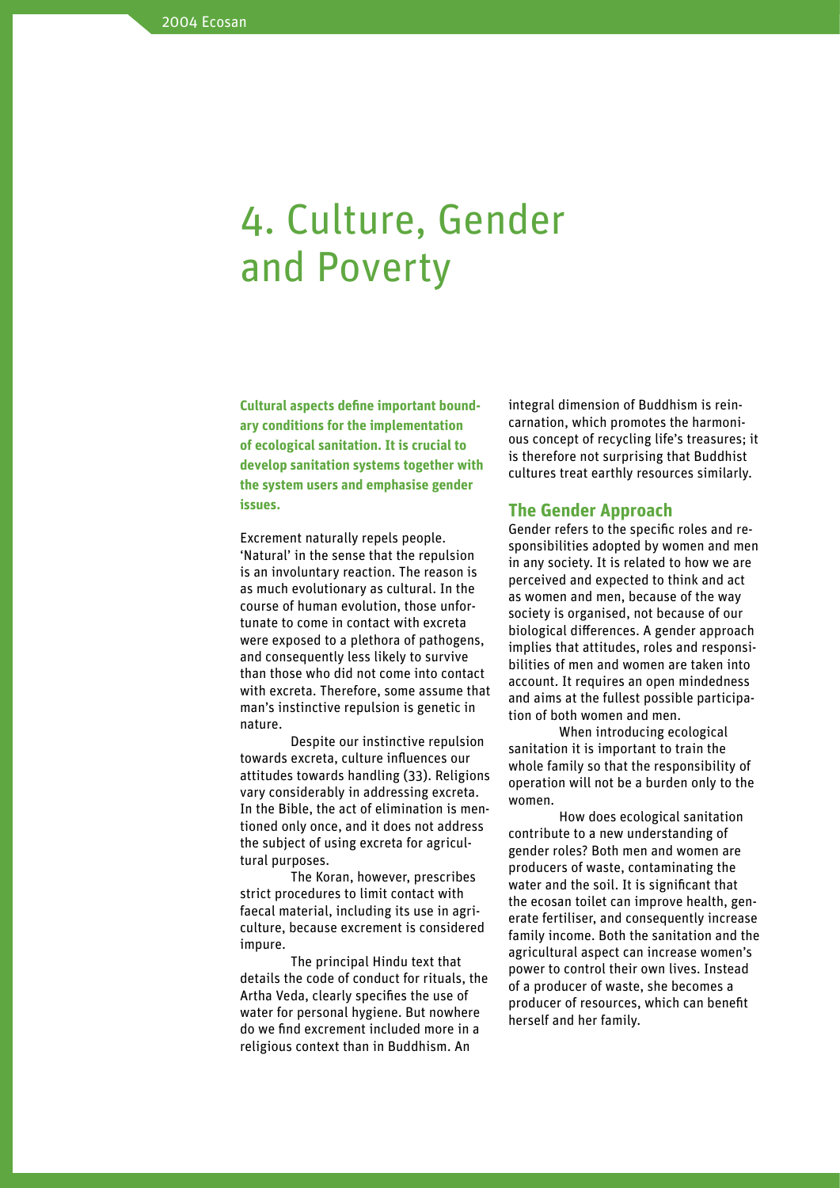# 4. Culture, Gender and Poverty

**Cultural aspects define important boundary conditions for the implementation of ecological sanitation. It is crucial to develop sanitation systems together with the system users and emphasise gender issues.**

Excrement naturally repels people. 'Natural' in the sense that the repulsion is an involuntary reaction. The reason is as much evolutionary as cultural. In the course of human evolution, those unfortunate to come in contact with excreta were exposed to a plethora of pathogens, and consequently less likely to survive than those who did not come into contact with excreta. Therefore, some assume that man's instinctive repulsion is genetic in nature.

Despite our instinctive repulsion towards excreta, culture influences our attitudes towards handling (33). Religions vary considerably in addressing excreta. In the Bible, the act of elimination is mentioned only once, and it does not address the subject of using excreta for agricultural purposes.

The Koran, however, prescribes strict procedures to limit contact with faecal material, including its use in agriculture, because excrement is considered impure.

The principal Hindu text that details the code of conduct for rituals, the Artha Veda, clearly specifies the use of water for personal hygiene. But nowhere do we find excrement included more in a religious context than in Buddhism. An integral dimension of Buddhism is reincarnation, which promotes the harmonious concept of recycling life's treasures; it is therefore not surprising that Buddhist cultures treat earthly resources similarly.

## The Gender Approach

Gender refers to the specific roles and responsibilities adopted by women and men in any society. It is related to how we are perceived and expected to think and act as women and men, because of the way society is organised, not because of our biological differences. A gender approach implies that attitudes, roles and responsibilities of men and women are taken into account. It requires an open mindedness and aims at the fullest possible participation of both women and men.

When introducing ecological sanitation it is important to train the whole family so that the responsibility of operation will not be a burden only to the women.

How does ecological sanitation contribute to a new understanding of gender roles? Both men and women are producers of waste, contaminating the water and the soil. It is significant that the ecosan toilet can improve health, generate fertiliser, and consequently increase family income. Both the sanitation and the agricultural aspect can increase women's power to control their own lives. Instead of a producer of waste, she becomes a producer of resources, which can benefit herself and her family.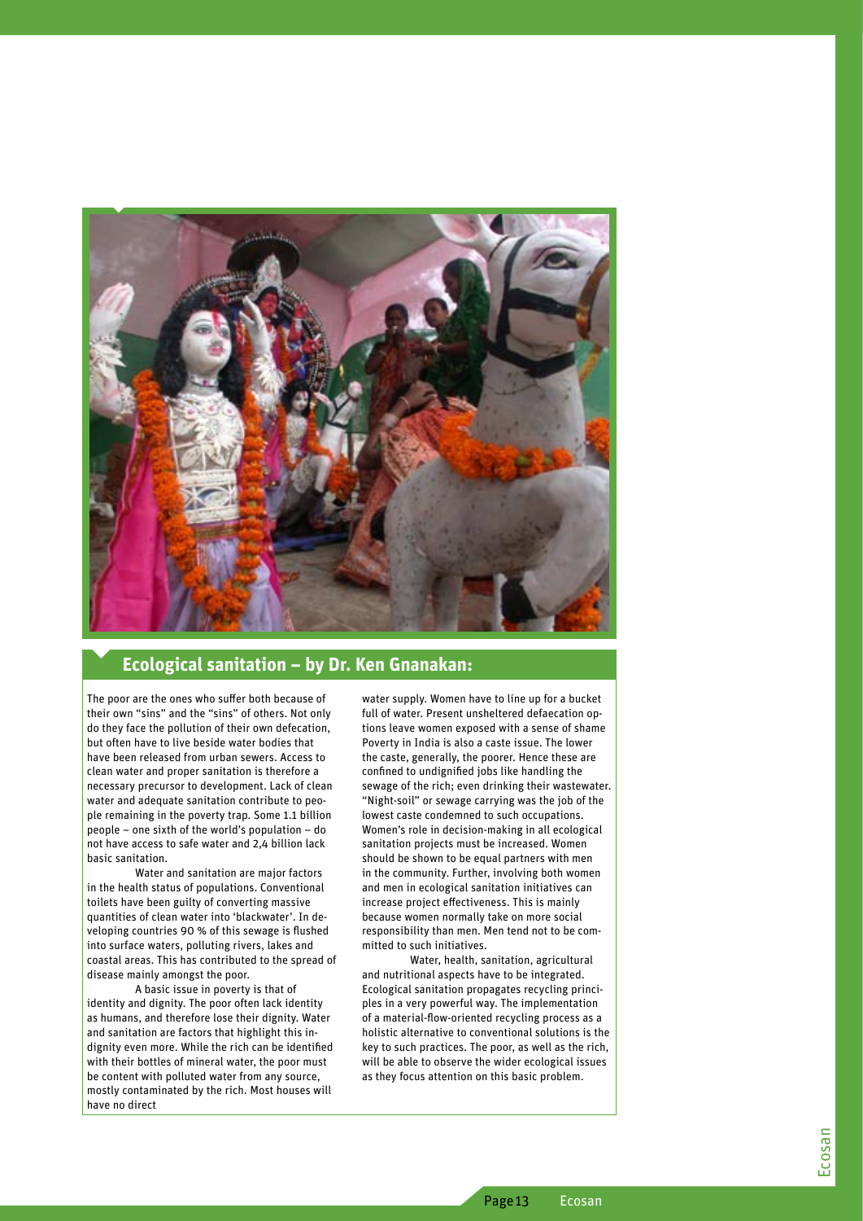## Ecological sanitation – by Dr. Ken Gnanakan:

The poor are the ones who suffer both because of their own "sins" and the "sins" of others. Not only do they face the pollution of their own defecation, but often have to live beside water bodies that have been released from urban sewers. Access to clean water and proper sanitation is therefore a necessary precursor to development. Lack of clean water and adequate sanitation contribute to people remaining in the poverty trap. Some 1.1 billion people – one sixth of the world's population – do not have access to safe water and 2,4 billion lack basic sanitation.

Water and sanitation are major factors in the health status of populations. Conventional toilets have been guilty of converting massive quantities of clean water into 'blackwater'. In developing countries 90 % of this sewage is flushed into surface waters, polluting rivers, lakes and coastal areas. This has contributed to the spread of disease mainly amongst the poor.

A basic issue in poverty is that of identity and dignity. The poor often lack identity as humans, and therefore lose their dignity. Water and sanitation are factors that highlight this indignity even more. While the rich can be identified with their bottles of mineral water, the poor must be content with polluted water from any source, mostly contaminated by the rich. Most houses will have no direct water supply. Women have to line up for a bucket full of water. Present unsheltered defaecation options leave women exposed with a sense of shame Poverty in India is also a caste issue. The lower the caste, generally, the poorer. Hence these are confined to undignified jobs like handling the sewage of the rich; even drinking their wastewater. "Night-soil" or sewage carrying was the job of the lowest caste condemned to such occupations. Women's role in decision-making in all ecological sanitation projects must be increased. Women should be shown to be equal partners with men in the community. Further, involving both women and men in ecological sanitation initiatives can increase project effectiveness. This is mainly because women normally take on more social responsibility than men. Men tend not to be committed to such initiatives.

Water, health, sanitation, agricultural and nutritional aspects have to be integrated. Ecological sanitation propagates recycling principles in a very powerful way. The implementation of a material-flow-oriented recycling process as a holistic alternative to conventional solutions is the key to such practices. The poor, as well as the rich, will be able to observe the wider ecological issues as they focus attention on this basic problem.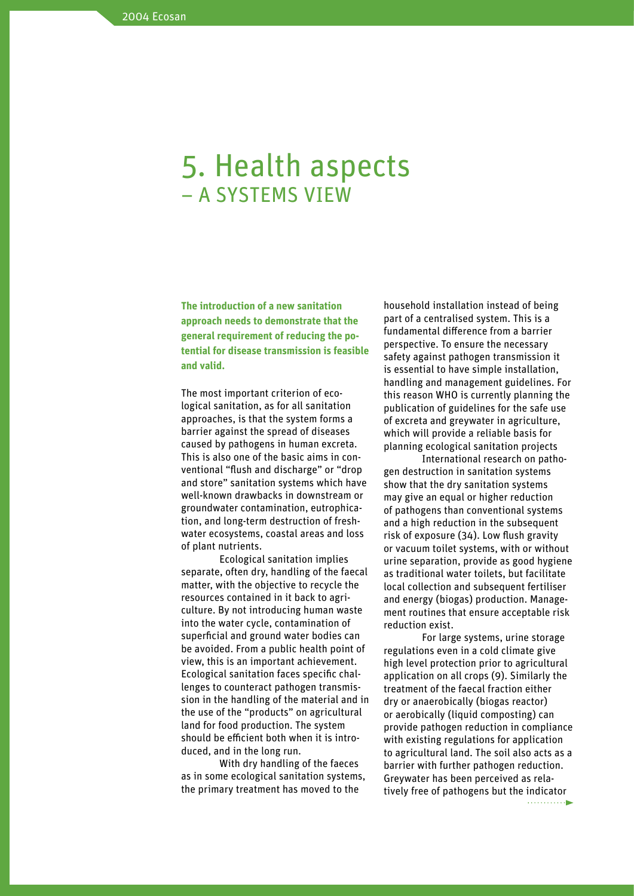# 5. Health aspects – A SYSTEMS VIEW

**The introduction of a new sanitation approach needs to demonstrate that the general requirement of reducing the potential for disease transmission is feasible and valid.**

The most important criterion of ecological sanitation, as for all sanitation approaches, is that the system forms a barrier against the spread of diseases caused by pathogens in human excreta. This is also one of the basic aims in conventional "flush and discharge" or "drop and store" sanitation systems which have well-known drawbacks in downstream or groundwater contamination, eutrophication, and long-term destruction of freshwater ecosystems, coastal areas and loss of plant nutrients.

Ecological sanitation implies separate, often dry, handling of the faecal matter, with the objective to recycle the resources contained in it back to agriculture. By not introducing human waste into the water cycle, contamination of superficial and ground water bodies can be avoided. From a public health point of view, this is an important achievement. Ecological sanitation faces specific challenges to counteract pathogen transmission in the handling of the material and in the use of the "products" on agricultural land for food production. The system should be efficient both when it is introduced, and in the long run.

With dry handling of the faeces as in some ecological sanitation systems, the primary treatment has moved to the household installation instead of being part of a centralised system. This is a fundamental difference from a barrier perspective. To ensure the necessary safety against pathogen transmission it is essential to have simple installation, handling and management guidelines. For this reason WHO is currently planning the publication of guidelines for the safe use of excreta and greywater in agriculture, which will provide a reliable basis for planning ecological sanitation projects

International research on pathogen destruction in sanitation systems show that the dry sanitation systems may give an equal or higher reduction of pathogens than conventional systems and a high reduction in the subsequent risk of exposure (34). Low flush gravity or vacuum toilet systems, with or without urine separation, provide as good hygiene as traditional water toilets, but facilitate local collection and subsequent fertiliser and energy (biogas) production. Management routines that ensure acceptable risk reduction exist.

For large systems, urine storage regulations even in a cold climate give high level protection prior to agricultural application on all crops (9). Similarly the treatment of the faecal fraction either dry or anaerobically (biogas reactor) or aerobically (liquid composting) can provide pathogen reduction in compliance with existing regulations for application to agricultural land. The soil also acts as a barrier with further pathogen reduction. Greywater has been perceived as relatively free of pathogens but the indicator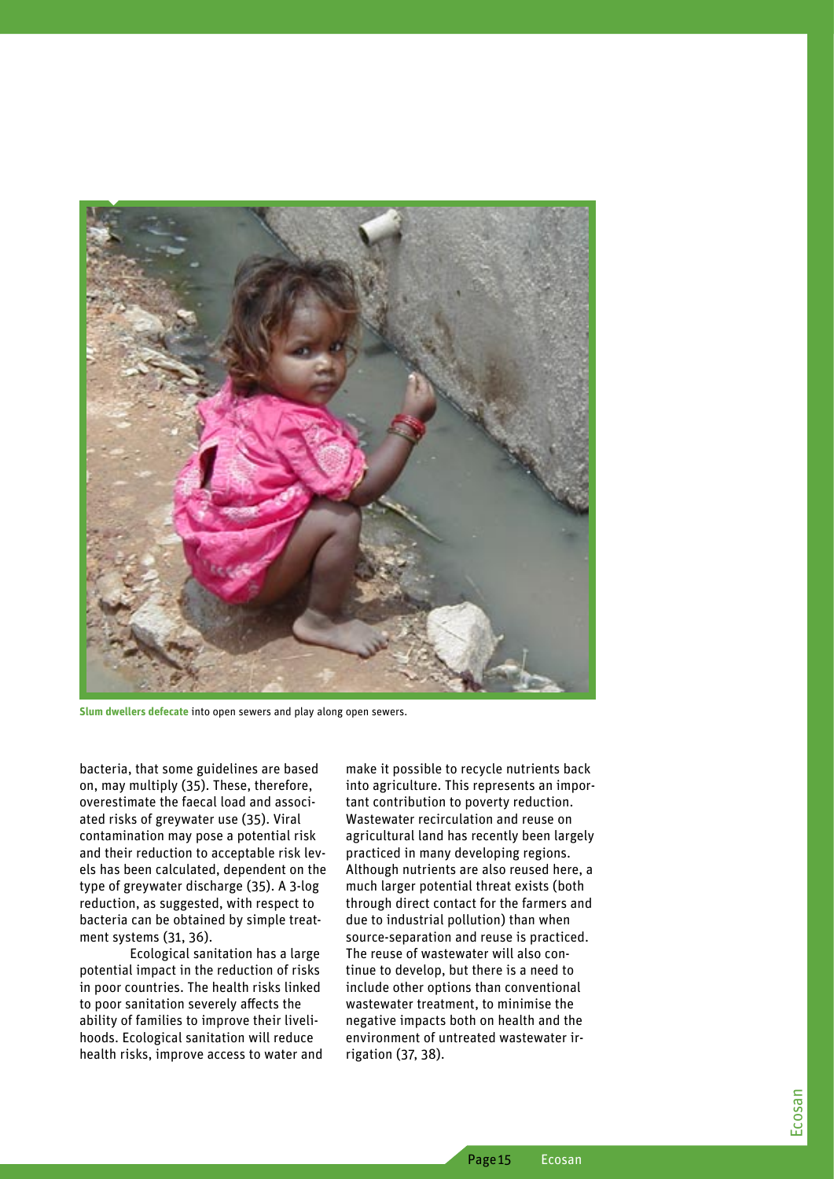**Slum dwellers defecate** into open sewers and play along open sewers.

bacteria, that some guidelines are based on, may multiply (35). These, therefore, overestimate the faecal load and associated risks of greywater use (35). Viral contamination may pose a potential risk and their reduction to acceptable risk levels has been calculated, dependent on the type of greywater discharge (35). A 3-log reduction, as suggested, with respect to bacteria can be obtained by simple treatment systems (31, 36).

Ecological sanitation has a large potential impact in the reduction of risks in poor countries. The health risks linked to poor sanitation severely affects the ability of families to improve their livelihoods. Ecological sanitation will reduce health risks, improve access to water and make it possible to recycle nutrients back into agriculture. This represents an important contribution to poverty reduction. Wastewater recirculation and reuse on agricultural land has recently been largely practiced in many developing regions. Although nutrients are also reused here, a much larger potential threat exists (both through direct contact for the farmers and due to industrial pollution) than when source-separation and reuse is practiced. The reuse of wastewater will also continue to develop, but there is a need to include other options than conventional wastewater treatment, to minimise the negative impacts both on health and the environment of untreated wastewater irrigation (37, 38).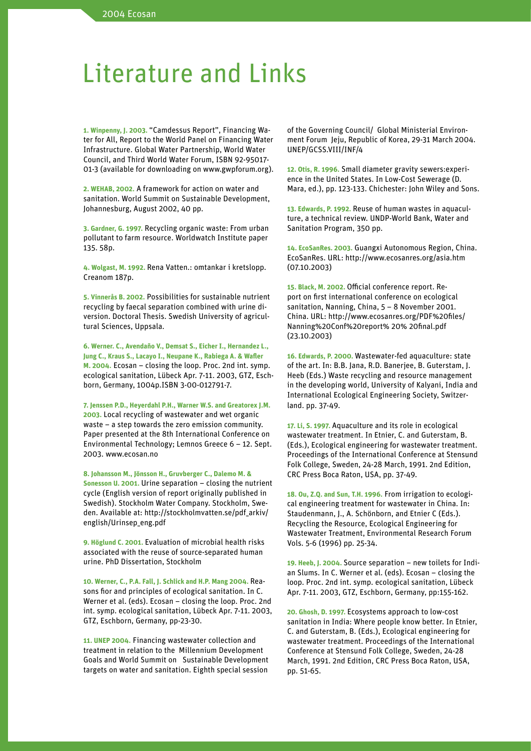# Literature and Links

**1. Winpenny, J. 2003.** "Camdessus Report", Financing Water for All, Report to the World Panel on Financing Water Infrastructure. Global Water Partnership, World Water Council, and Third World Water Forum, ISBN 92-95017-01-3 (available for downloading on www.gwpforum.org).

**2. WEHAB, 2002.** A framework for action on water and sanitation. World Summit on Sustainable Development, Johannesburg, August 2002, 40 pp.

**3. Gardner, G. 1997.** Recycling organic waste: From urban pollutant to farm resource. Worldwatch Institute paper 135. 58p.

**4. Wolgast, M. 1992.** Rena Vatten.: omtankar i kretslopp. Creanom 187p.

**5. Vinnerås B. 2002.** Possibilities for sustainable nutrient recycling by faecal separation combined with urine diversion. Doctoral Thesis. Swedish University of agricultural Sciences, Uppsala.

**6. Werner. C., Avendaño V., Demsat S., Eicher I., Hernandez L., Jung C., Kraus S., Lacayo I., Neupane K., Rabiega A. & Wafler M. 2004.** Ecosan – closing the loop. Proc. 2nd int. symp. ecological sanitation, Lübeck Apr. 7-11. 2003, GTZ, Eschborn, Germany, 1004p.ISBN 3-00-012791-7.

**7. Jenssen P.D., Heyerdahl P.H., Warner W.S. and Greatorex J.M. 2003.** Local recycling of wastewater and wet organic waste – a step towards the zero emission community. Paper presented at the 8th International Conference on Environmental Technology; Lemnos Greece 6 – 12. Sept. 2003. www.ecosan.no

**8. Johansson M., Jönsson H., Gruvberger C., Dalemo M. & Sonesson U. 2001.** Urine separation – closing the nutrient cycle (English version of report originally published in Swedish). Stockholm Water Company. Stockholm, Sweden. Available at: http://stockholmvatten.se/pdf_arkiv/english/Urinsep_eng.pdf

**9. Höglund C. 2001.** Evaluation of microbial health risks associated with the reuse of source-separated human urine. PhD Dissertation, Stockholm

**10. Werner, C., P.A. Fall, J. Schlick and H.P. Mang 2004.** Reasons fior and principles of ecological sanitation. In C. Werner et al. (eds). Ecosan – closing the loop. Proc. 2nd int. symp. ecological sanitation, Lübeck Apr. 7-11. 2003, GTZ, Eschborn, Germany, pp-23-30.

**11. UNEP 2004.** Financing wastewater collection and treatment in relation to the Millennium Development Goals and World Summit on Sustainable Development targets on water and sanitation. Eighth special session of the Governing Council/ Global Ministerial Environment Forum Jeju, Republic of Korea, 29-31 March 2004. UNEP/GCSS.VIII/INF/4

**12. Otis, R. 1996.** Small diameter gravity sewers:experience in the United States. In Low-Cost Sewerage (D. Mara, ed.), pp. 123-133. Chichester: John Wiley and Sons.

**13. Edwards, P. 1992.** Reuse of human wastes in aquaculture, a technical review. UNDP-World Bank, Water and Sanitation Program, 350 pp.

**14. EcoSanRes. 2003.** Guangxi Autonomous Region, China. EcoSanRes. URL: http://www.ecosanres.org/asia.htm (07.10.2003)

**15. Black, M. 2002.** Official conference report. Report on first international conference on ecological sanitation, Nanning, China, 5 – 8 November 2001. China. URL: http://www.ecosanres.org/PDF%20files/Nanning%20Conf%20report% 20% 20final.pdf (23.10.2003)

**16. Edwards, P. 2000.** Wastewater-fed aquaculture: state of the art. In: B.B. Jana, R.D. Banerjee, B. Guterstam, J. Heeb (Eds.) Waste recycling and resource management in the developing world, University of Kalyani, India and International Ecological Engineering Society, Switzerland. pp. 37-49.

**17. Li, S. 1997.** Aquaculture and its role in ecological wastewater treatment. In Etnier, C. and Guterstam, B. (Eds.), Ecological engineering for wastewater treatment. Proceedings of the International Conference at Stensund Folk College, Sweden, 24-28 March, 1991. 2nd Edition, CRC Press Boca Raton, USA, pp. 37-49.

**18. Ou, Z.Q. and Sun, T.H. 1996.** From irrigation to ecological engineering treatment for wastewater in China. In: Staudenmann, J., A. Schönborn, and Etnier C (Eds.). Recycling the Resource, Ecological Engineering for Wastewater Treatment, Environmental Research Forum Vols. 5-6 (1996) pp. 25-34.

**19. Heeb, J. 2004.** Source separation – new toilets for Indian Slums. In C. Werner et al. (eds). Ecosan – closing the loop. Proc. 2nd int. symp. ecological sanitation, Lübeck Apr. 7-11. 2003, GTZ, Eschborn, Germany, pp:155-162.

**20. Ghosh, D. 1997.** Ecosystems approach to low-cost sanitation in India: Where people know better. In Etnier, C. and Guterstam, B. (Eds.), Ecological engineering for wastewater treatment. Proceedings of the International Conference at Stensund Folk College, Sweden, 24-28 March, 1991. 2nd Edition, CRC Press Boca Raton, USA, pp. 51-65.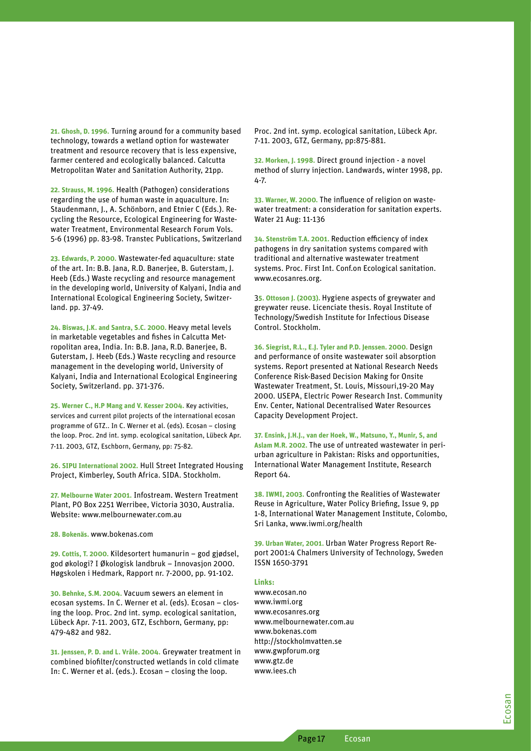**21. Ghosh, D. 1996.** Turning around for a community based technology, towards a wetland option for wastewater treatment and resource recovery that is less expensive, farmer centered and ecologically balanced. Calcutta Metropolitan Water and Sanitation Authority, 21pp.

**22. Strauss, M. 1996.** Health (Pathogen) considerations regarding the use of human waste in aquaculture. In: Staudenmann, J., A. Schönborn, and Etnier C (Eds.). Recycling the Resource, Ecological Engineering for Wastewater Treatment, Environmental Research Forum Vols. 5-6 (1996) pp. 83-98. Transtec Publications, Switzerland

**23. Edwards, P. 2000.** Wastewater-fed aquaculture: state of the art. In: B.B. Jana, R.D. Banerjee, B. Guterstam, J. Heeb (Eds.) Waste recycling and resource management in the developing world, University of Kalyani, India and International Ecological Engineering Society, Switzerland. pp. 37-49.

**24. Biswas, J.K. and Santra, S.C. 2000.** Heavy metal levels in marketable vegetables and fishes in Calcutta Metropolitan area, India. In: B.B. Jana, R.D. Banerjee, B. Guterstam, J. Heeb (Eds.) Waste recycling and resource management in the developing world, University of Kalyani, India and International Ecological Engineering Society, Switzerland. pp. 371-376.

**25. Werner C., H.P Mang and V. Kesser 2004.** Key activities, services and current pilot projects of the international ecosan programme of GTZ.. In C. Werner et al. (eds). Ecosan – closing the loop. Proc. 2nd int. symp. ecological sanitation, Lübeck Apr. 7-11. 2003, GTZ, Eschborn, Germany, pp: 75-82.

**26. SIPU International 2002.** Hull Street Integrated Housing Project, Kimberley, South Africa. SIDA. Stockholm.

**27. Melbourne Water 2001.** Infostream. Western Treatment Plant, PO Box 2251 Werribee, Victoria 3030, Australia. Website: www.melbournewater.com.au

**28. Bokenäs.** www.bokenas.com

**29. Cottis, T. 2000.** Kildesortert humanurin – god gjødsel, god økologi? I Økologisk landbruk – Innovasjon 2000. Høgskolen i Hedmark, Rapport nr. 7-2000, pp. 91-102.

**30. Behnke, S.M. 2004.** Vacuum sewers an element in ecosan systems. In C. Werner et al. (eds). Ecosan – closing the loop. Proc. 2nd int. symp. ecological sanitation, Lübeck Apr. 7-11. 2003, GTZ, Eschborn, Germany, pp: 479-482 and 982.

**31. Jenssen, P. D. and L. Vråle. 2004.** Greywater treatment in combined biofilter/constructed wetlands in cold climate In: C. Werner et al. (eds.). Ecosan – closing the loop. Proc. 2nd int. symp. ecological sanitation, Lübeck Apr. 7-11. 2003, GTZ, Germany, pp:875-881.

**32. Morken, J. 1998.** Direct ground injection - a novel method of slurry injection. Landwards, winter 1998, pp. 4-7.

**33. Warner, W. 2000.** The influence of religion on wastewater treatment: a consideration for sanitation experts. Water 21 Aug: 11-136

**34. Stenström T.A. 2001.** Reduction efficiency of index pathogens in dry sanitation systems compared with traditional and alternative wastewater treatment systems. Proc. First Int. Conf.on Ecological sanitation. www.ecosanres.org.

**35. Ottoson J. (2003).** Hygiene aspects of greywater and greywater reuse. Licenciate thesis. Royal Institute of Technology/Swedish Institute for Infectious Disease Control. Stockholm.

**36. Siegrist, R.L., E.J. Tyler and P.D. Jenssen. 2000.** Design and performance of onsite wastewater soil absorption systems. Report presented at National Research Needs Conference Risk-Based Decision Making for Onsite Wastewater Treatment, St. Louis, Missouri,19-20 May 2000. USEPA, Electric Power Research Inst. Community Env. Center, National Decentralised Water Resources Capacity Development Project.

**37. Ensink, J.H.J., van der Hoek, W., Matsuno, Y., Munir, S, and Aslam M.R. 2002.** The use of untreated wastewater in peri-urban agriculture in Pakistan: Risks and opportunities, International Water Management Institute, Research Report 64.

**38. IWMI, 2003.** Confronting the Realities of Wastewater Reuse in Agriculture, Water Policy Briefing, Issue 9, pp 1-8, International Water Management Institute, Colombo, Sri Lanka, www.iwmi.org/health

**39. Urban Water, 2001.** Urban Water Progress Report Report 2001:4 Chalmers University of Technology, Sweden ISSN 1650-3791

**Links:**

www.ecosan.no
www.iwmi.org
www.ecosanres.org
www.melbournewater.com.au
www.bokenas.com
http://stockholmvatten.se
www.gwpforum.org
www.gtz.de
www.iees.ch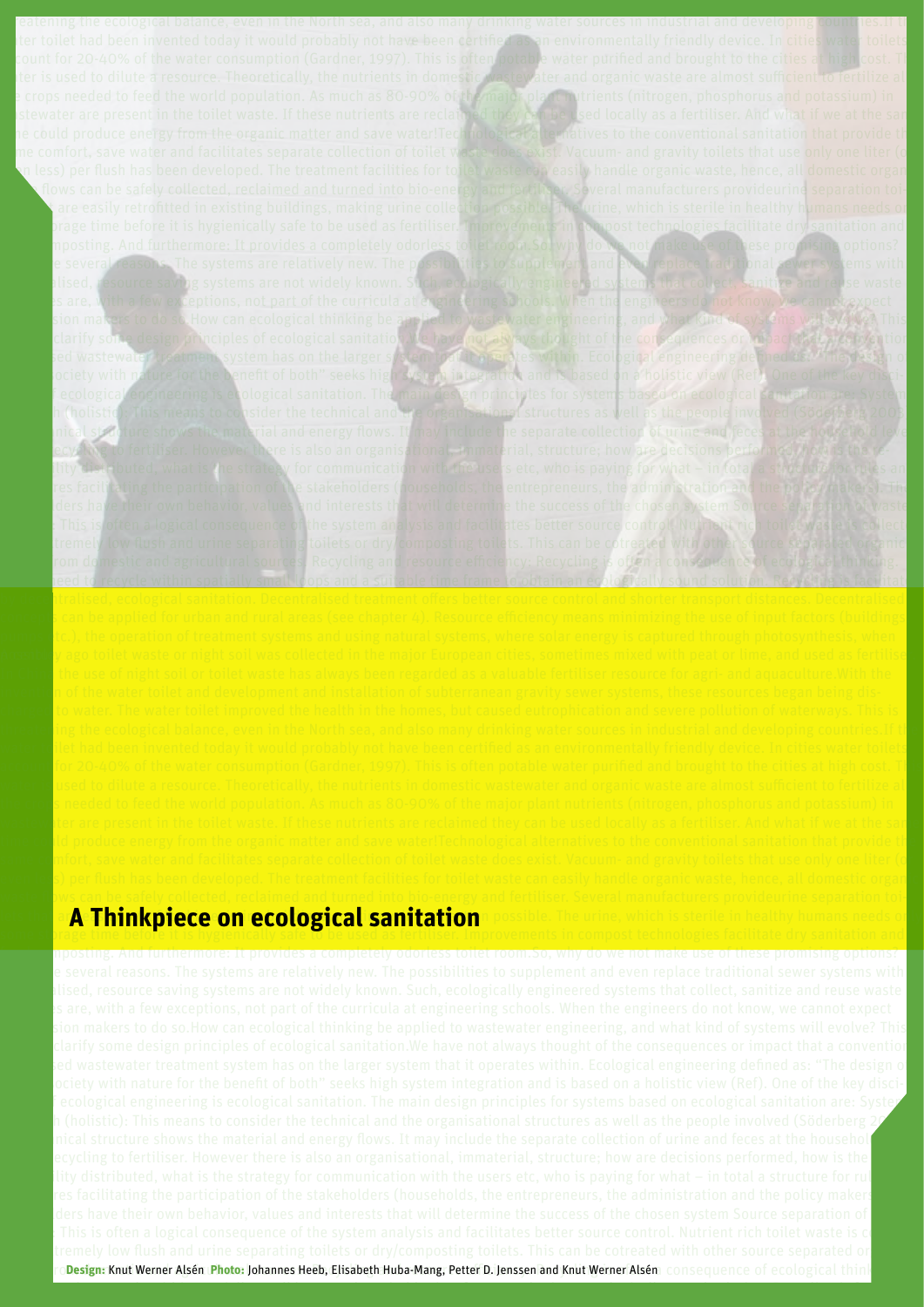# A Thinkpiece on ecological sanitation

**Design:** Knut Werner Alsén **Photo:** Johannes Heeb, Elisabeth Huba-Mang, Petter D. Jenssen and Knut Werner Alsén